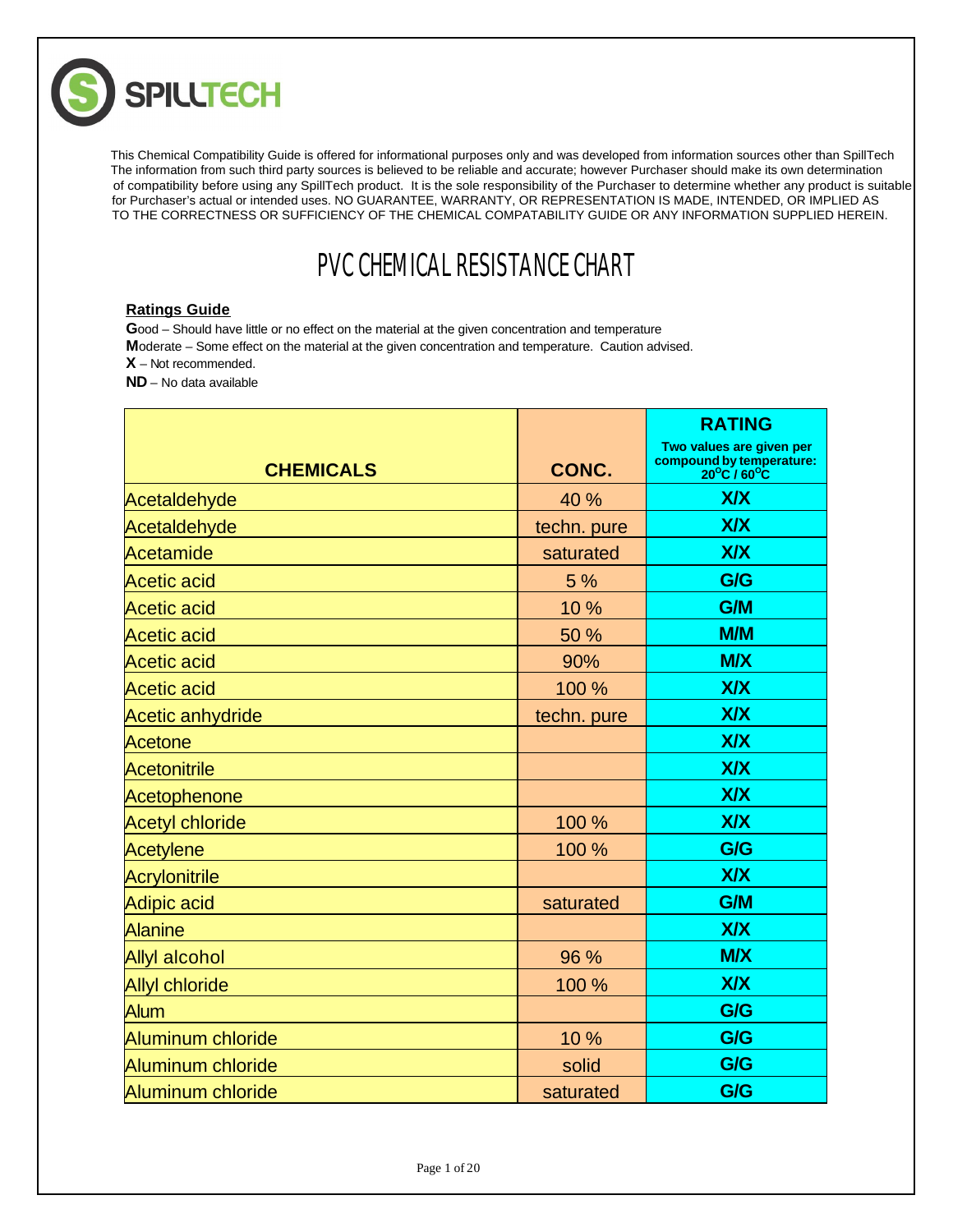SPILLTECH

This Chemical Compatibility Guide is offered for informational purposes only and was developed from information sources other than SpillTech The information from such third party sources is believed to be reliable and accurate; however Purchaser should make its own determination of compatibility before using any SpillTech product. It is the sole responsibility of the Purchaser to determine whether any product is suitable for Purchaser's actual or intended uses. NO GUARANTEE, WARRANTY, OR REPRESENTATION IS MADE, INTENDED, OR IMPLIED AS TO THE CORRECTNESS OR SUFFICIENCY OF THE CHEMICAL COMPATABILITY GUIDE OR ANY INFORMATION SUPPLIED HEREIN.

# PVC CHEMICAL RESISTANCE CHART

**Ratings Guide**

**G**ood – Should have little or no effect on the material at the given concentration and temperature

**M**oderate – Some effect on the material at the given concentration and temperature. Caution advised.

**X** – Not recommended.

**ND** – No data available

| CHEMICALS | CONC. | RATING Two values are given per compound by temperature: 20°C / 60°C |
|---|---|---|
| Acetaldehyde | 40 % | X/X |
| Acetaldehyde | techn. pure | X/X |
| Acetamide | saturated | X/X |
| Acetic acid | 5 % | G/G |
| Acetic acid | 10 % | G/M |
| Acetic acid | 50 % | M/M |
| Acetic acid | 90% | M/X |
| Acetic acid | 100 % | X/X |
| Acetic anhydride | techn. pure | X/X |
| Acetone | | X/X |
| Acetonitrile | | X/X |
| Acetophenone | | X/X |
| Acetyl chloride | 100 % | X/X |
| Acetylene | 100 % | G/G |
| Acrylonitrile | | X/X |
| Adipic acid | saturated | G/M |
| Alanine | | X/X |
| Allyl alcohol | 96 % | M/X |
| Allyl chloride | 100 % | X/X |
| Alum | | G/G |
| Aluminum chloride | 10 % | G/G |
| Aluminum chloride | solid | G/G |
| Aluminum chloride | saturated | G/G |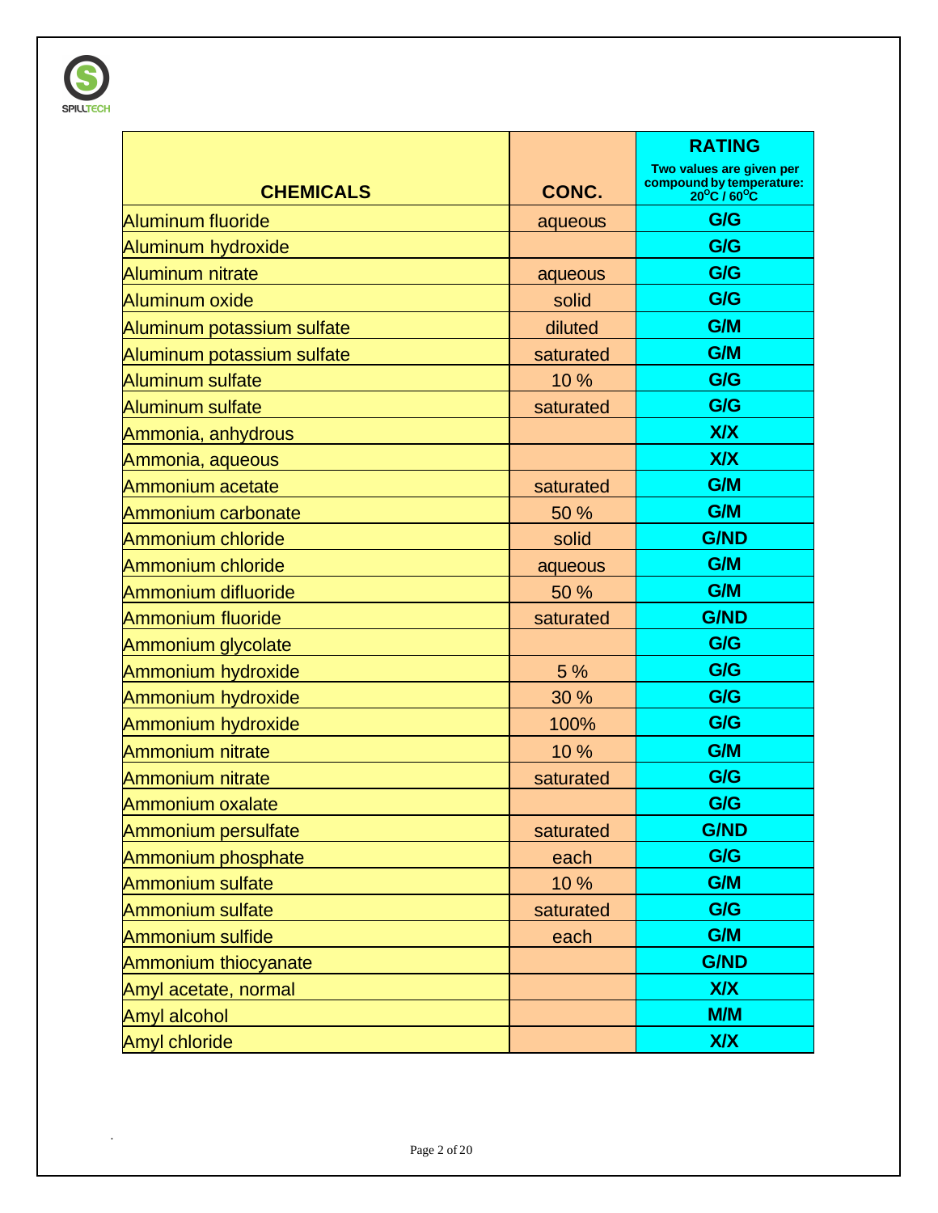| CHEMICALS | CONC. | RATING<br>Two values are given per compound by temperature: 20°C / 60°C |
|---|---|---|
| Aluminum fluoride | aqueous | G/G |
| Aluminum hydroxide | | G/G |
| Aluminum nitrate | aqueous | G/G |
| Aluminum oxide | solid | G/G |
| Aluminum potassium sulfate | diluted | G/M |
| Aluminum potassium sulfate | saturated | G/M |
| Aluminum sulfate | 10 % | G/G |
| Aluminum sulfate | saturated | G/G |
| Ammonia, anhydrous | | X/X |
| Ammonia, aqueous | | X/X |
| Ammonium acetate | saturated | G/M |
| Ammonium carbonate | 50 % | G/M |
| Ammonium chloride | solid | G/ND |
| Ammonium chloride | aqueous | G/M |
| Ammonium difluoride | 50 % | G/M |
| Ammonium fluoride | saturated | G/ND |
| Ammonium glycolate | | G/G |
| Ammonium hydroxide | 5 % | G/G |
| Ammonium hydroxide | 30 % | G/G |
| Ammonium hydroxide | 100% | G/G |
| Ammonium nitrate | 10 % | G/M |
| Ammonium nitrate | saturated | G/G |
| Ammonium oxalate | | G/G |
| Ammonium persulfate | saturated | G/ND |
| Ammonium phosphate | each | G/G |
| Ammonium sulfate | 10 % | G/M |
| Ammonium sulfate | saturated | G/G |
| Ammonium sulfide | each | G/M |
| Ammonium thiocyanate | | G/ND |
| Amyl acetate, normal | | X/X |
| Amyl alcohol | | M/M |
| Amyl chloride | | X/X |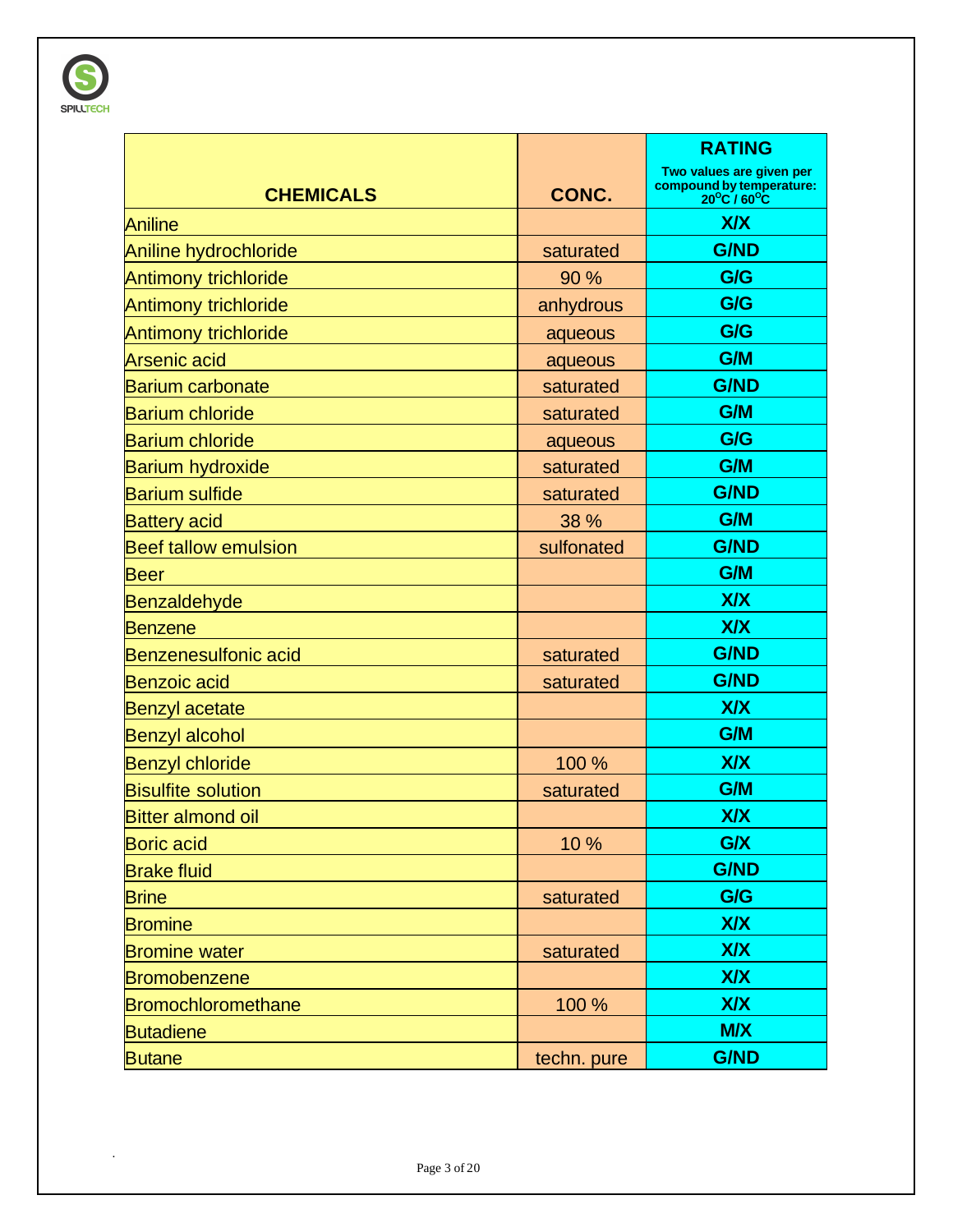| CHEMICALS | CONC. | RATING<br>Two values are given per compound by temperature: 20°C / 60°C |
|---|---|---|
| Aniline | | X/X |
| Aniline hydrochloride | saturated | G/ND |
| Antimony trichloride | 90 % | G/G |
| Antimony trichloride | anhydrous | G/G |
| Antimony trichloride | aqueous | G/G |
| Arsenic acid | aqueous | G/M |
| Barium carbonate | saturated | G/ND |
| Barium chloride | saturated | G/M |
| Barium chloride | aqueous | G/G |
| Barium hydroxide | saturated | G/M |
| Barium sulfide | saturated | G/ND |
| Battery acid | 38 % | G/M |
| Beef tallow emulsion | sulfonated | G/ND |
| Beer | | G/M |
| Benzaldehyde | | X/X |
| Benzene | | X/X |
| Benzenesulfonic acid | saturated | G/ND |
| Benzoic acid | saturated | G/ND |
| Benzyl acetate | | X/X |
| Benzyl alcohol | | G/M |
| Benzyl chloride | 100 % | X/X |
| Bisulfite solution | saturated | G/M |
| Bitter almond oil | | X/X |
| Boric acid | 10 % | G/X |
| Brake fluid | | G/ND |
| Brine | saturated | G/G |
| Bromine | | X/X |
| Bromine water | saturated | X/X |
| Bromobenzene | | X/X |
| Bromochloromethane | 100 % | X/X |
| Butadiene | | M/X |
| Butane | techn. pure | G/ND |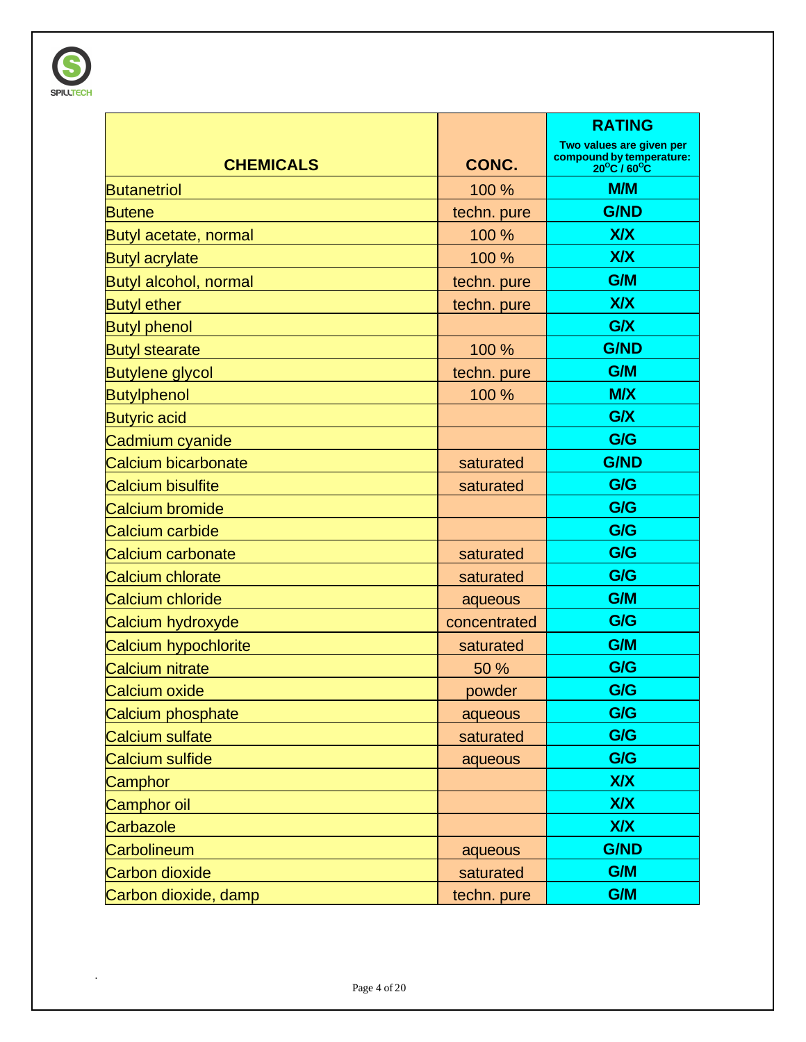| CHEMICALS | CONC. | RATING<br>Two values are given per compound by temperature: 20°C / 60°C |
|---|---|---|
| Butanetriol | 100 % | M/M |
| Butene | techn. pure | G/ND |
| Butyl acetate, normal | 100 % | X/X |
| Butyl acrylate | 100 % | X/X |
| Butyl alcohol, normal | techn. pure | G/M |
| Butyl ether | techn. pure | X/X |
| Butyl phenol | | G/X |
| Butyl stearate | 100 % | G/ND |
| Butylene glycol | techn. pure | G/M |
| Butylphenol | 100 % | M/X |
| Butyric acid | | G/X |
| Cadmium cyanide | | G/G |
| Calcium bicarbonate | saturated | G/ND |
| Calcium bisulfite | saturated | G/G |
| Calcium bromide | | G/G |
| Calcium carbide | | G/G |
| Calcium carbonate | saturated | G/G |
| Calcium chlorate | saturated | G/G |
| Calcium chloride | aqueous | G/M |
| Calcium hydroxyde | concentrated | G/G |
| Calcium hypochlorite | saturated | G/M |
| Calcium nitrate | 50 % | G/G |
| Calcium oxide | powder | G/G |
| Calcium phosphate | aqueous | G/G |
| Calcium sulfate | saturated | G/G |
| Calcium sulfide | aqueous | G/G |
| Camphor | | X/X |
| Camphor oil | | X/X |
| Carbazole | | X/X |
| Carbolineum | aqueous | G/ND |
| Carbon dioxide | saturated | G/M |
| Carbon dioxide, damp | techn. pure | G/M |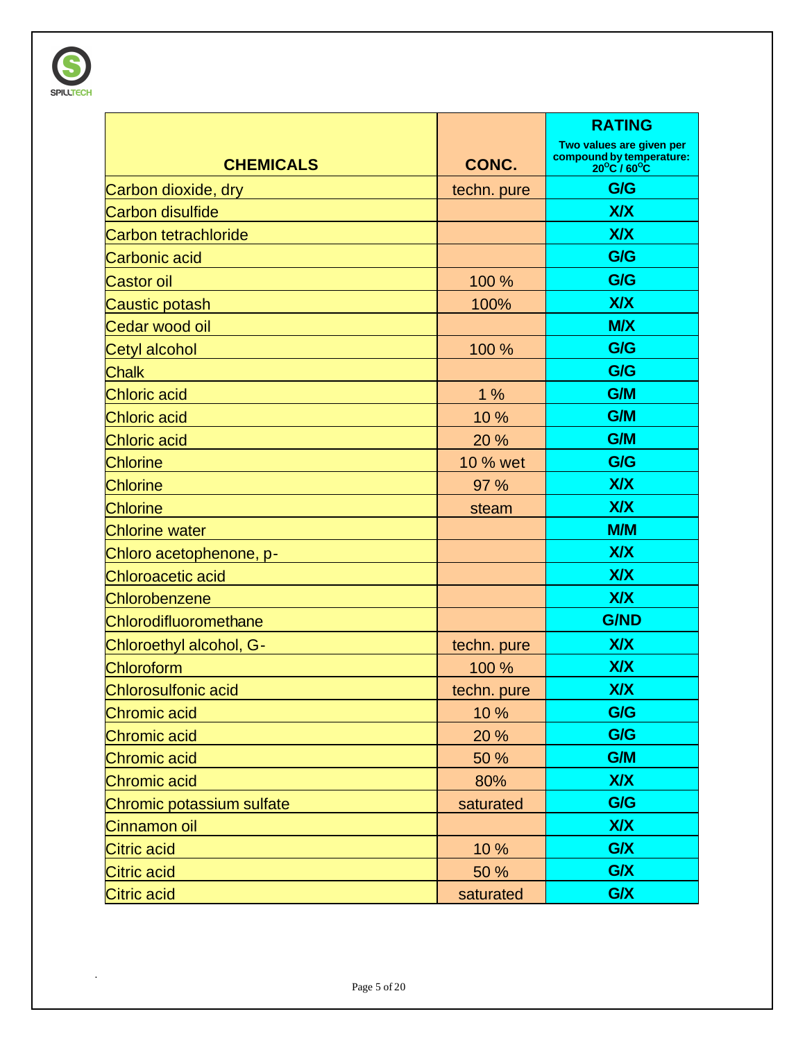| CHEMICALS | CONC. | RATING<br>Two values are given per compound by temperature: 20°C / 60°C |
|---|---|---|
| Carbon dioxide, dry | techn. pure | G/G |
| Carbon disulfide | | X/X |
| Carbon tetrachloride | | X/X |
| Carbonic acid | | G/G |
| Castor oil | 100 % | G/G |
| Caustic potash | 100% | X/X |
| Cedar wood oil | | M/X |
| Cetyl alcohol | 100 % | G/G |
| Chalk | | G/G |
| Chloric acid | 1 % | G/M |
| Chloric acid | 10 % | G/M |
| Chloric acid | 20 % | G/M |
| Chlorine | 10 % wet | G/G |
| Chlorine | 97 % | X/X |
| Chlorine | steam | X/X |
| Chlorine water | | M/M |
| Chloro acetophenone, p- | | X/X |
| Chloroacetic acid | | X/X |
| Chlorobenzene | | X/X |
| Chlorodifluoromethane | | G/ND |
| Chloroethyl alcohol, G- | techn. pure | X/X |
| Chloroform | 100 % | X/X |
| Chlorosulfonic acid | techn. pure | X/X |
| Chromic acid | 10 % | G/G |
| Chromic acid | 20 % | G/G |
| Chromic acid | 50 % | G/M |
| Chromic acid | 80% | X/X |
| Chromic potassium sulfate | saturated | G/G |
| Cinnamon oil | | X/X |
| Citric acid | 10 % | G/X |
| Citric acid | 50 % | G/X |
| Citric acid | saturated | G/X |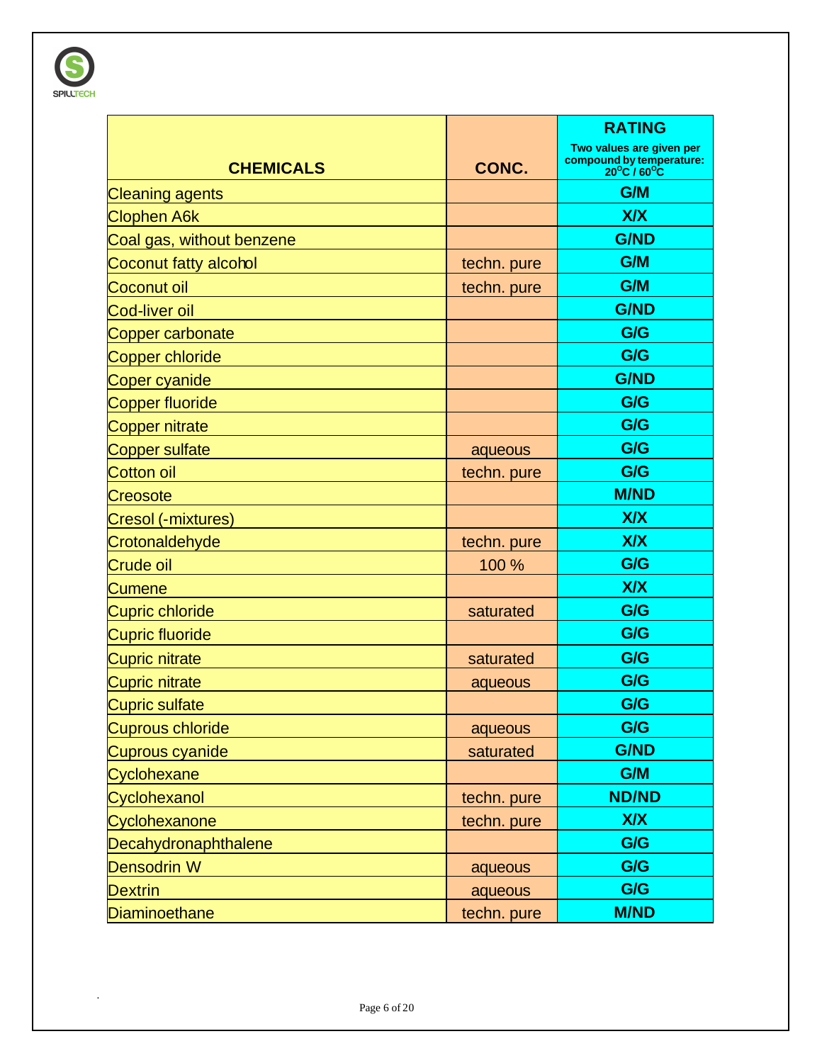| CHEMICALS | CONC. | RATING<br>Two values are given per compound by temperature: 20°C / 60°C |
|---|---|---|
| Cleaning agents | | G/M |
| Clophen A6k | | X/X |
| Coal gas, without benzene | | G/ND |
| Coconut fatty alcohol | techn. pure | G/M |
| Coconut oil | techn. pure | G/M |
| Cod-liver oil | | G/ND |
| Copper carbonate | | G/G |
| Copper chloride | | G/G |
| Coper cyanide | | G/ND |
| Copper fluoride | | G/G |
| Copper nitrate | | G/G |
| Copper sulfate | aqueous | G/G |
| Cotton oil | techn. pure | G/G |
| Creosote | | M/ND |
| Cresol (-mixtures) | | X/X |
| Crotonaldehyde | techn. pure | X/X |
| Crude oil | 100 % | G/G |
| Cumene | | X/X |
| Cupric chloride | saturated | G/G |
| Cupric fluoride | | G/G |
| Cupric nitrate | saturated | G/G |
| Cupric nitrate | aqueous | G/G |
| Cupric sulfate | | G/G |
| Cuprous chloride | aqueous | G/G |
| Cuprous cyanide | saturated | G/ND |
| Cyclohexane | | G/M |
| Cyclohexanol | techn. pure | ND/ND |
| Cyclohexanone | techn. pure | X/X |
| Decahydronaphthalene | | G/G |
| Densodrin W | aqueous | G/G |
| Dextrin | aqueous | G/G |
| Diaminoethane | techn. pure | M/ND |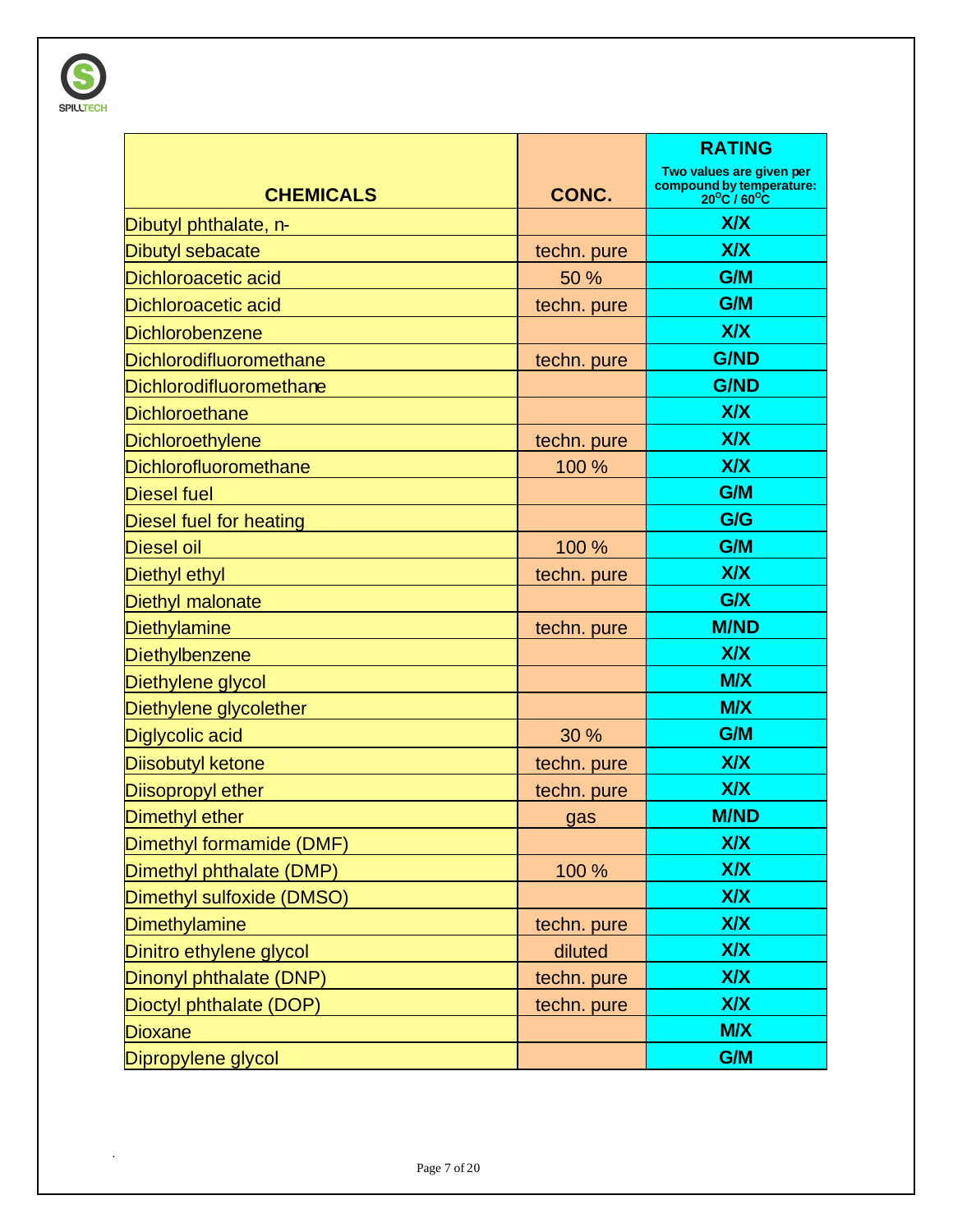| CHEMICALS | CONC. | RATING<br>Two values are given per compound by temperature: $20^oC$ / $60^oC$ |
|---|---|---|
| Dibutyl phthalate, n- | | X/X |
| Dibutyl sebacate | techn. pure | X/X |
| Dichloroacetic acid | 50 % | G/M |
| Dichloroacetic acid | techn. pure | G/M |
| Dichlorobenzene | | X/X |
| Dichlorodifluoromethane | techn. pure | G/ND |
| Dichlorodifluoromethane | | G/ND |
| Dichloroethane | | X/X |
| Dichloroethylene | techn. pure | X/X |
| Dichlorofluoromethane | 100 % | X/X |
| Diesel fuel | | G/M |
| Diesel fuel for heating | | G/G |
| Diesel oil | 100 % | G/M |
| Diethyl ethyl | techn. pure | X/X |
| Diethyl malonate | | G/X |
| Diethylamine | techn. pure | M/ND |
| Diethylbenzene | | X/X |
| Diethylene glycol | | M/X |
| Diethylene glycolether | | M/X |
| Diglycolic acid | 30 % | G/M |
| Diisobutyl ketone | techn. pure | X/X |
| Diisopropyl ether | techn. pure | X/X |
| Dimethyl ether | gas | M/ND |
| Dimethyl formamide (DMF) | | X/X |
| Dimethyl phthalate (DMP) | 100 % | X/X |
| Dimethyl sulfoxide (DMSO) | | X/X |
| Dimethylamine | techn. pure | X/X |
| Dinitro ethylene glycol | diluted | X/X |
| Dinonyl phthalate (DNP) | techn. pure | X/X |
| Dioctyl phthalate (DOP) | techn. pure | X/X |
| Dioxane | | M/X |
| Dipropylene glycol | | G/M |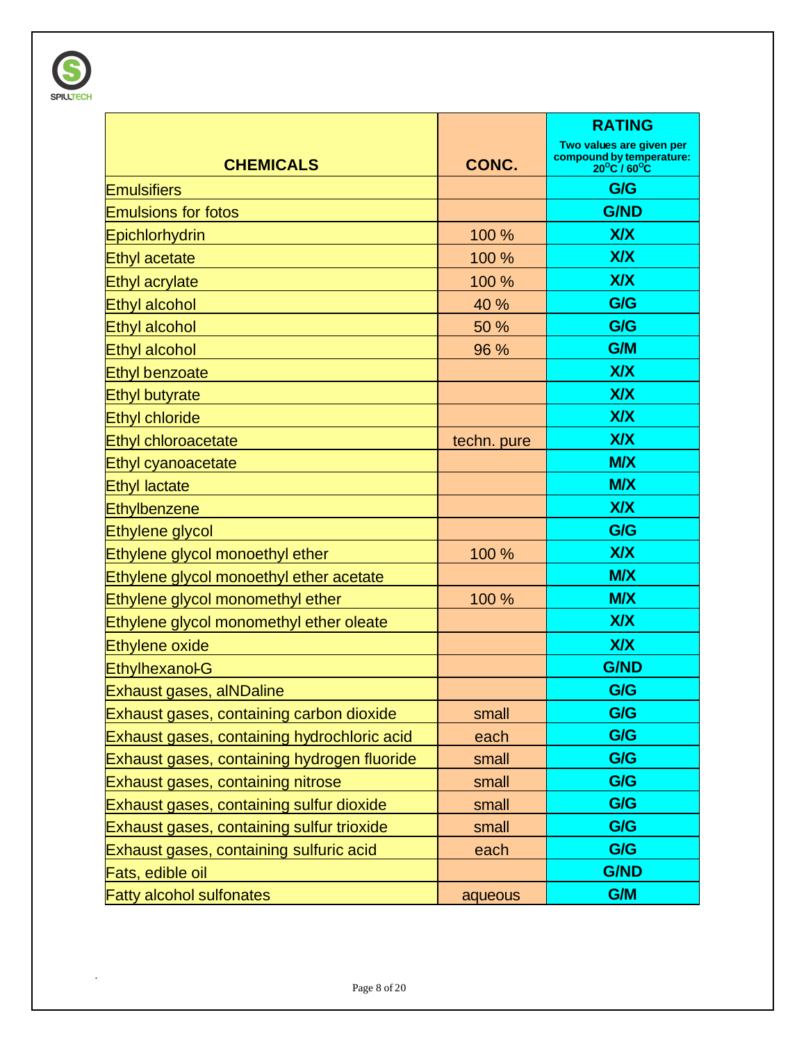| CHEMICALS | CONC. | RATING<br>Two values are given per compound by temperature: $20^{o}C$ / $60^{o}C$ |
|---|---|---|
| Emulsifiers | | G/G |
| Emulsions for fotos | | G/ND |
| Epichlorhydrin | 100 % | X/X |
| Ethyl acetate | 100 % | X/X |
| Ethyl acrylate | 100 % | X/X |
| Ethyl alcohol | 40 % | G/G |
| Ethyl alcohol | 50 % | G/G |
| Ethyl alcohol | 96 % | G/M |
| Ethyl benzoate | | X/X |
| Ethyl butyrate | | X/X |
| Ethyl chloride | | X/X |
| Ethyl chloroacetate | techn. pure | X/X |
| Ethyl cyanoacetate | | M/X |
| Ethyl lactate | | M/X |
| Ethylbenzene | | X/X |
| Ethylene glycol | | G/G |
| Ethylene glycol monoethyl ether | 100 % | X/X |
| Ethylene glycol monoethyl ether acetate | | M/X |
| Ethylene glycol monomethyl ether | 100 % | M/X |
| Ethylene glycol monomethyl ether oleate | | X/X |
| Ethylene oxide | | X/X |
| Ethylhexanol-G | | G/ND |
| Exhaust gases, alNDaline | | G/G |
| Exhaust gases, containing carbon dioxide | small | G/G |
| Exhaust gases, containing hydrochloric acid | each | G/G |
| Exhaust gases, containing hydrogen fluoride | small | G/G |
| Exhaust gases, containing nitrose | small | G/G |
| Exhaust gases, containing sulfur dioxide | small | G/G |
| Exhaust gases, containing sulfur trioxide | small | G/G |
| Exhaust gases, containing sulfuric acid | each | G/G |
| Fats, edible oil | | G/ND |
| Fatty alcohol sulfonates | aqueous | G/M |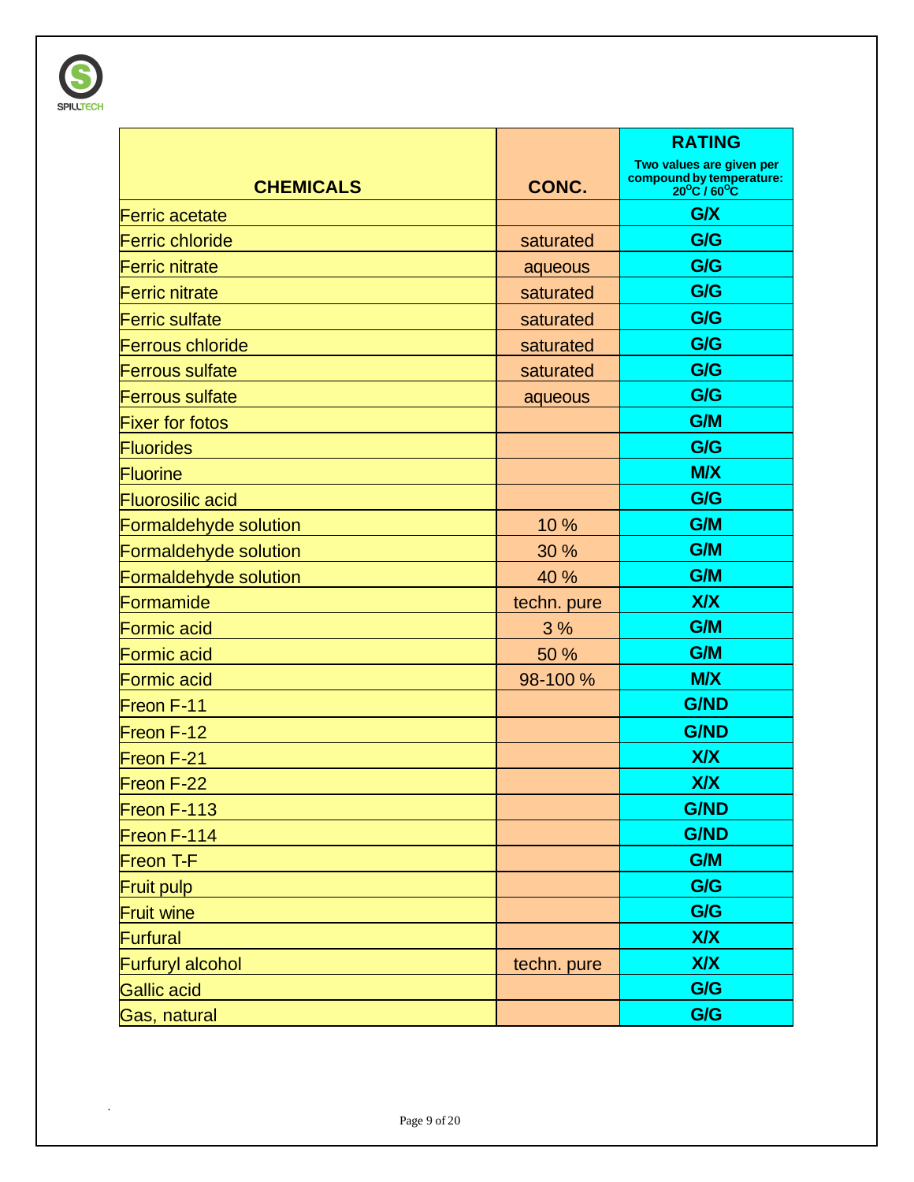| CHEMICALS | CONC. | RATING<br>Two values are given per compound by temperature: $20^oC$ / $60^oC$ |
|---|---|---|
| Ferric acetate | | G/X |
| Ferric chloride | saturated | G/G |
| Ferric nitrate | aqueous | G/G |
| Ferric nitrate | saturated | G/G |
| Ferric sulfate | saturated | G/G |
| Ferrous chloride | saturated | G/G |
| Ferrous sulfate | saturated | G/G |
| Ferrous sulfate | aqueous | G/G |
| Fixer for fotos | | G/M |
| Fluorides | | G/G |
| Fluorine | | M/X |
| Fluorosilic acid | | G/G |
| Formaldehyde solution | 10 % | G/M |
| Formaldehyde solution | 30 % | G/M |
| Formaldehyde solution | 40 % | G/M |
| Formamide | techn. pure | X/X |
| Formic acid | 3 % | G/M |
| Formic acid | 50 % | G/M |
| Formic acid | 98-100 % | M/X |
| Freon F-11 | | G/ND |
| Freon F-12 | | G/ND |
| Freon F-21 | | X/X |
| Freon F-22 | | X/X |
| Freon F-113 | | G/ND |
| Freon F-114 | | G/ND |
| Freon T-F | | G/M |
| Fruit pulp | | G/G |
| Fruit wine | | G/G |
| Furfural | | X/X |
| Furfuryl alcohol | techn. pure | X/X |
| Gallic acid | | G/G |
| Gas, natural | | G/G |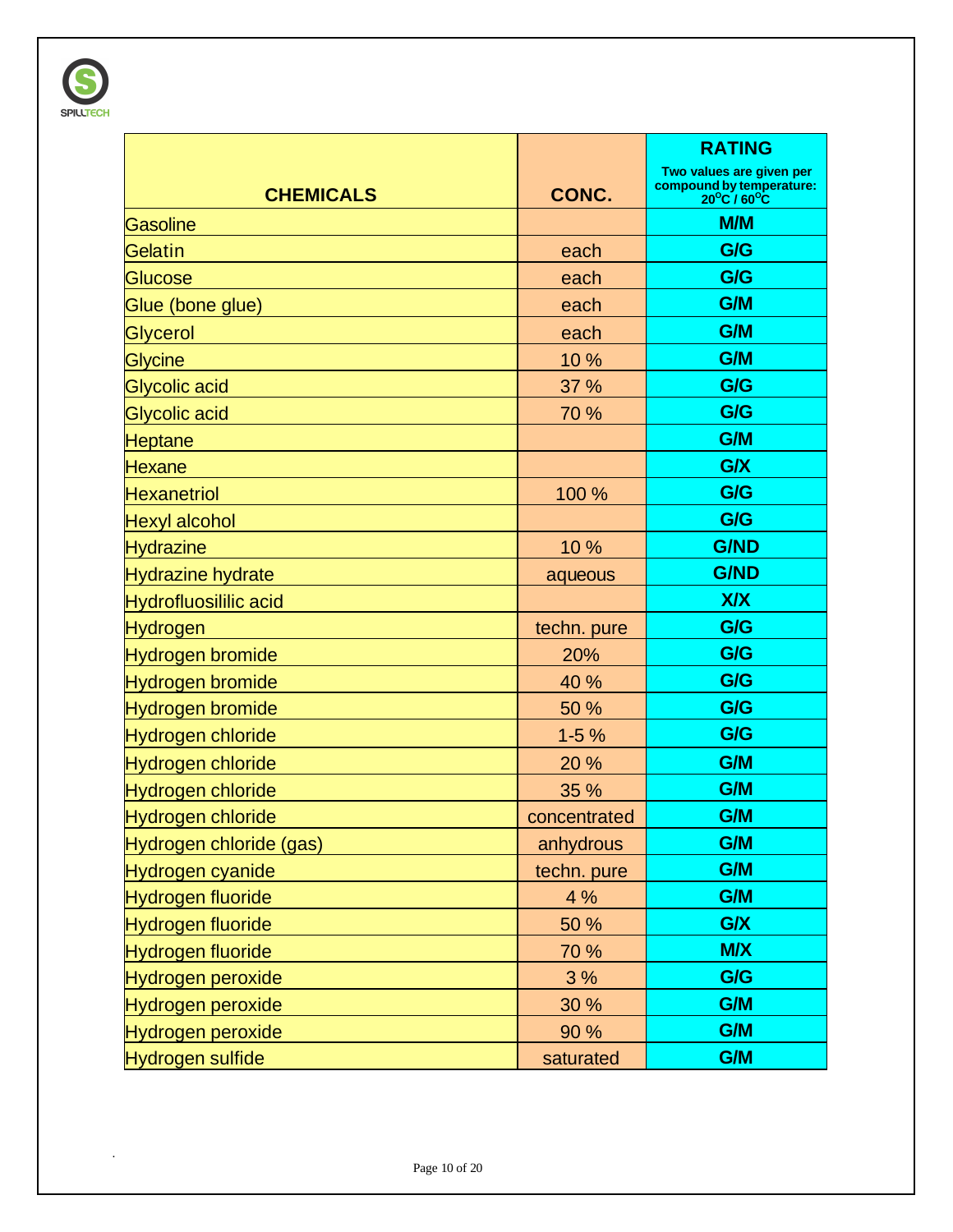| CHEMICALS | CONC. | RATING<br>Two values are given per compound by temperature: 20°C / 60°C |
|---|---|---|
| Gasoline | | M/M |
| Gelatin | each | G/G |
| Glucose | each | G/G |
| Glue (bone glue) | each | G/M |
| Glycerol | each | G/M |
| Glycine | 10 % | G/M |
| Glycolic acid | 37 % | G/G |
| Glycolic acid | 70 % | G/G |
| Heptane | | G/M |
| Hexane | | G/X |
| Hexanetriol | 100 % | G/G |
| Hexyl alcohol | | G/G |
| Hydrazine | 10 % | G/ND |
| Hydrazine hydrate | aqueous | G/ND |
| Hydrofluosililic acid | | X/X |
| Hydrogen | techn. pure | G/G |
| Hydrogen bromide | 20% | G/G |
| Hydrogen bromide | 40 % | G/G |
| Hydrogen bromide | 50 % | G/G |
| Hydrogen chloride | 1-5 % | G/G |
| Hydrogen chloride | 20 % | G/M |
| Hydrogen chloride | 35 % | G/M |
| Hydrogen chloride | concentrated | G/M |
| Hydrogen chloride (gas) | anhydrous | G/M |
| Hydrogen cyanide | techn. pure | G/M |
| Hydrogen fluoride | 4 % | G/M |
| Hydrogen fluoride | 50 % | G/X |
| Hydrogen fluoride | 70 % | M/X |
| Hydrogen peroxide | 3 % | G/G |
| Hydrogen peroxide | 30 % | G/M |
| Hydrogen peroxide | 90 % | G/M |
| Hydrogen sulfide | saturated | G/M |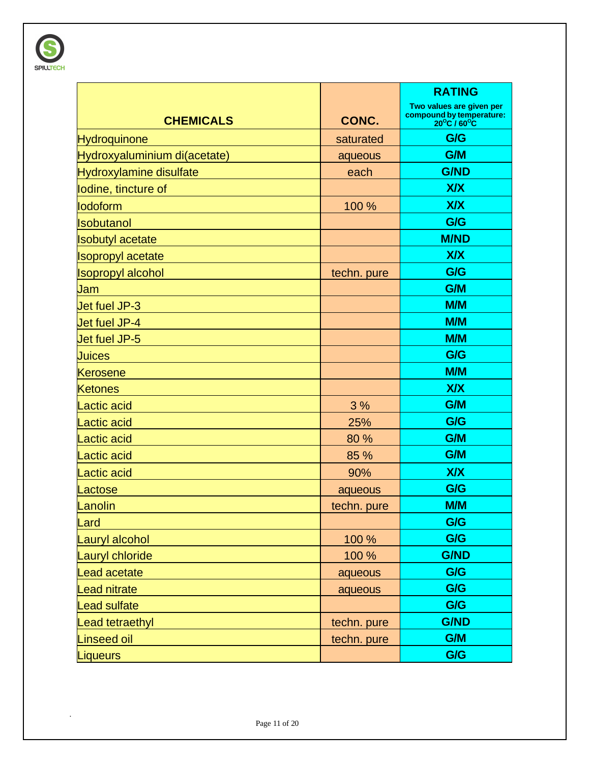| CHEMICALS | CONC. | RATING<br>Two values are given per compound by temperature: 20°C / 60°C |
|---|---|---|
| Hydroquinone | saturated | G/G |
| Hydroxyaluminium di(acetate) | aqueous | G/M |
| Hydroxylamine disulfate | each | G/ND |
| Iodine, tincture of | | X/X |
| Iodoform | 100 % | X/X |
| Isobutanol | | G/G |
| Isobutyl acetate | | M/ND |
| Isopropyl acetate | | X/X |
| Isopropyl alcohol | techn. pure | G/G |
| Jam | | G/M |
| Jet fuel JP-3 | | M/M |
| Jet fuel JP-4 | | M/M |
| Jet fuel JP-5 | | M/M |
| Juices | | G/G |
| Kerosene | | M/M |
| Ketones | | X/X |
| Lactic acid | 3 % | G/M |
| Lactic acid | 25% | G/G |
| Lactic acid | 80 % | G/M |
| Lactic acid | 85 % | G/M |
| Lactic acid | 90% | X/X |
| Lactose | aqueous | G/G |
| Lanolin | techn. pure | M/M |
| Lard | | G/G |
| Lauryl alcohol | 100 % | G/G |
| Lauryl chloride | 100 % | G/ND |
| Lead acetate | aqueous | G/G |
| Lead nitrate | aqueous | G/G |
| Lead sulfate | | G/G |
| Lead tetraethyl | techn. pure | G/ND |
| Linseed oil | techn. pure | G/M |
| Liqueurs | | G/G |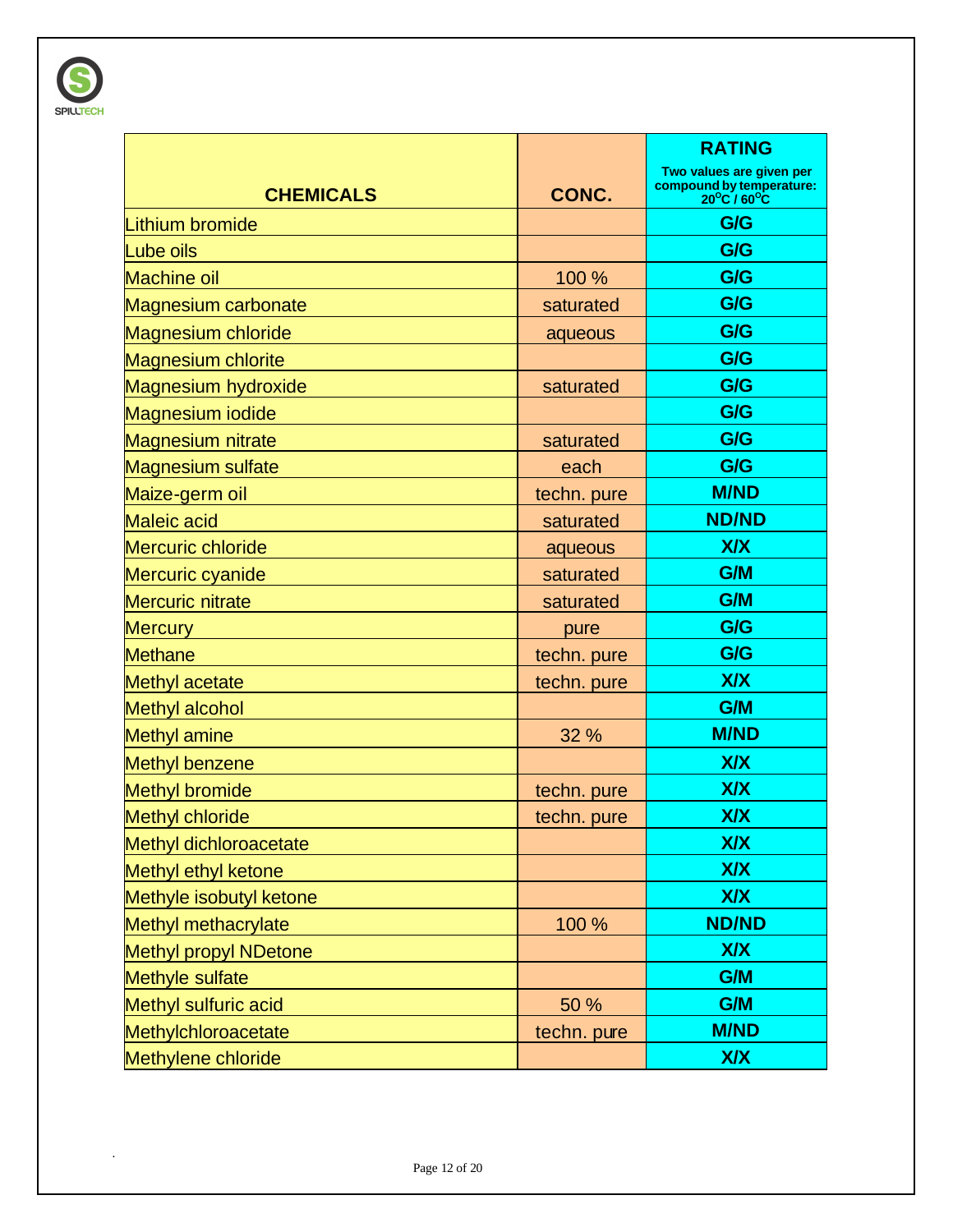| CHEMICALS | CONC. | RATING<br>Two values are given per compound by temperature: $20^{o}C$ / $60^{o}C$ |
|---|---|---|
| Lithium bromide | | G/G |
| Lube oils | | G/G |
| Machine oil | 100 % | G/G |
| Magnesium carbonate | saturated | G/G |
| Magnesium chloride | aqueous | G/G |
| Magnesium chlorite | | G/G |
| Magnesium hydroxide | saturated | G/G |
| Magnesium iodide | | G/G |
| Magnesium nitrate | saturated | G/G |
| Magnesium sulfate | each | G/G |
| Maize-germ oil | techn. pure | M/ND |
| Maleic acid | saturated | ND/ND |
| Mercuric chloride | aqueous | X/X |
| Mercuric cyanide | saturated | G/M |
| Mercuric nitrate | saturated | G/M |
| Mercury | pure | G/G |
| Methane | techn. pure | G/G |
| Methyl acetate | techn. pure | X/X |
| Methyl alcohol | | G/M |
| Methyl amine | 32 % | M/ND |
| Methyl benzene | | X/X |
| Methyl bromide | techn. pure | X/X |
| Methyl chloride | techn. pure | X/X |
| Methyl dichloroacetate | | X/X |
| Methyl ethyl ketone | | X/X |
| Methyle isobutyl ketone | | X/X |
| Methyl methacrylate | 100 % | ND/ND |
| Methyl propyl NDetone | | X/X |
| Methyle sulfate | | G/M |
| Methyl sulfuric acid | 50 % | G/M |
| Methylchloroacetate | techn. pure | M/ND |
| Methylene chloride | | X/X |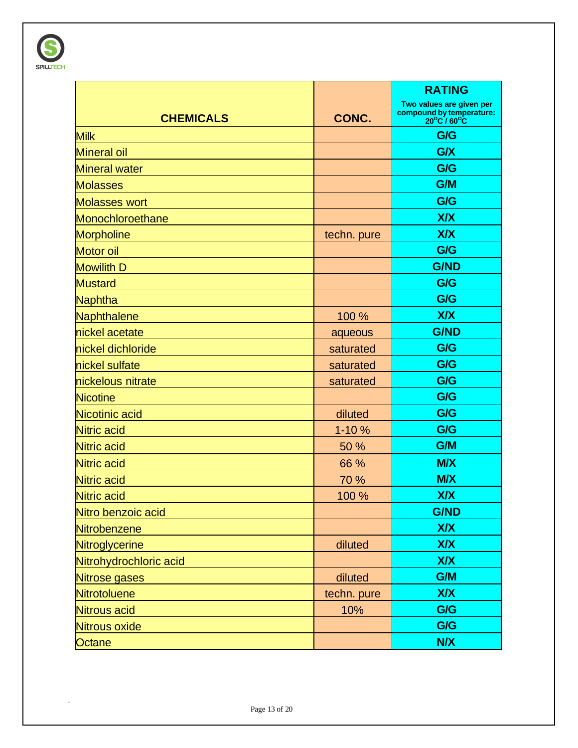| CHEMICALS | CONC. | RATING<br>Two values are given per compound by temperature: $20^{o}C$ / $60^{o}C$ |
|---|---|---|
| Milk | | G/G |
| Mineral oil | | G/X |
| Mineral water | | G/G |
| Molasses | | G/M |
| Molasses wort | | G/G |
| Monochloroethane | | X/X |
| Morpholine | techn. pure | X/X |
| Motor oil | | G/G |
| Mowilith D | | G/ND |
| Mustard | | G/G |
| Naphtha | | G/G |
| Naphthalene | 100 % | X/X |
| nickel acetate | aqueous | G/ND |
| nickel dichloride | saturated | G/G |
| nickel sulfate | saturated | G/G |
| nickelous nitrate | saturated | G/G |
| Nicotine | | G/G |
| Nicotinic acid | diluted | G/G |
| Nitric acid | 1-10 % | G/G |
| Nitric acid | 50 % | G/M |
| Nitric acid | 66 % | M/X |
| Nitric acid | 70 % | M/X |
| Nitric acid | 100 % | X/X |
| Nitro benzoic acid | | G/ND |
| Nitrobenzene | | X/X |
| Nitroglycerine | diluted | X/X |
| Nitrohydrochloric acid | | X/X |
| Nitrose gases | diluted | G/M |
| Nitrotoluene | techn. pure | X/X |
| Nitrous acid | 10% | G/G |
| Nitrous oxide | | G/G |
| Octane | | N/X |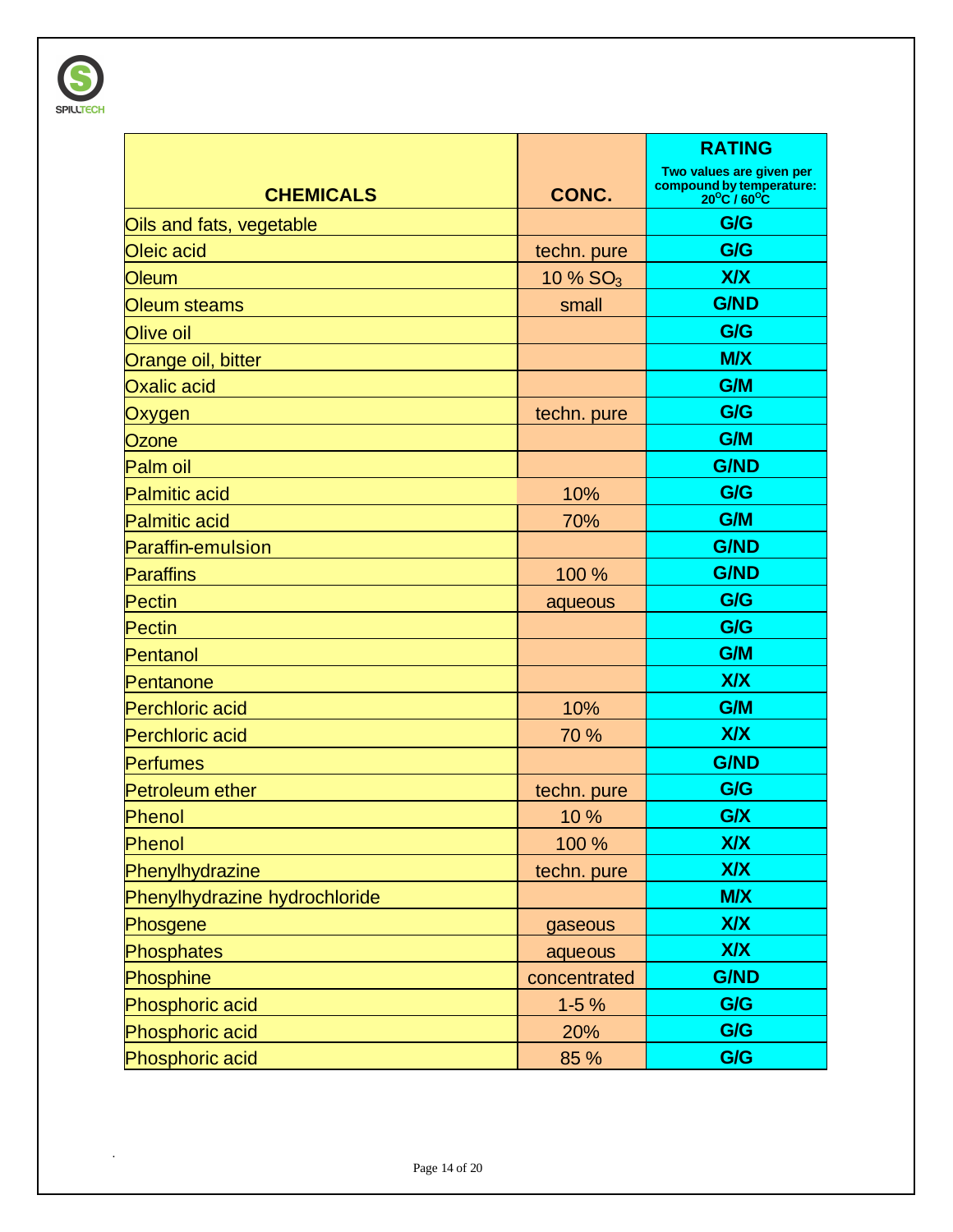| CHEMICALS | CONC. | RATING<br>Two values are given per compound by temperature: 20°C / 60°C |
|---|---|---|
| Oils and fats, vegetable | | G/G |
| Oleic acid | techn. pure | G/G |
| Oleum | 10 % $SO_3$ | X/X |
| Oleum steams | small | G/ND |
| Olive oil | | G/G |
| Orange oil, bitter | | M/X |
| Oxalic acid | | G/M |
| Oxygen | techn. pure | G/G |
| Ozone | | G/M |
| Palm oil | | G/ND |
| Palmitic acid | 10% | G/G |
| Palmitic acid | 70% | G/M |
| Paraffin-emulsion | | G/ND |
| Paraffins | 100 % | G/ND |
| Pectin | aqueous | G/G |
| Pectin | | G/G |
| Pentanol | | G/M |
| Pentanone | | X/X |
| Perchloric acid | 10% | G/M |
| Perchloric acid | 70 % | X/X |
| Perfumes | | G/ND |
| Petroleum ether | techn. pure | G/G |
| Phenol | 10 % | G/X |
| Phenol | 100 % | X/X |
| Phenylhydrazine | techn. pure | X/X |
| Phenylhydrazine hydrochloride | | M/X |
| Phosgene | gaseous | X/X |
| Phosphates | aqueous | X/X |
| Phosphine | concentrated | G/ND |
| Phosphoric acid | 1-5 % | G/G |
| Phosphoric acid | 20% | G/G |
| Phosphoric acid | 85 % | G/G |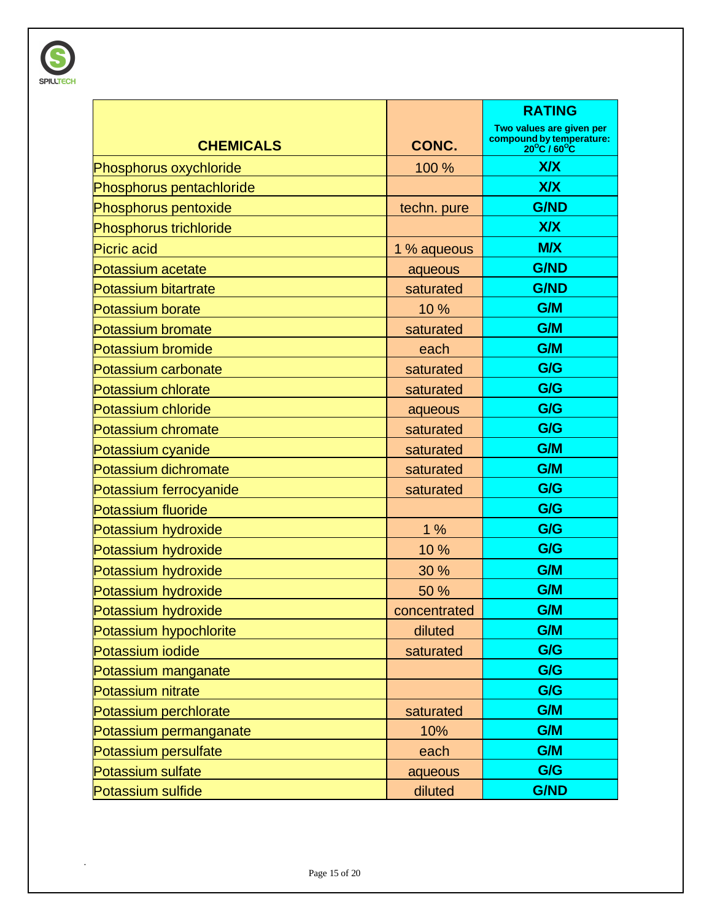| CHEMICALS | CONC. | RATING<br>Two values are given per compound by temperature: 20°C / 60°C |
|---|---|---|
| Phosphorus oxychloride | 100 % | X/X |
| Phosphorus pentachloride | | X/X |
| Phosphorus pentoxide | techn. pure | G/ND |
| Phosphorus trichloride | | X/X |
| Picric acid | 1 % aqueous | M/X |
| Potassium acetate | aqueous | G/ND |
| Potassium bitartrate | saturated | G/ND |
| Potassium borate | 10 % | G/M |
| Potassium bromate | saturated | G/M |
| Potassium bromide | each | G/M |
| Potassium carbonate | saturated | G/G |
| Potassium chlorate | saturated | G/G |
| Potassium chloride | aqueous | G/G |
| Potassium chromate | saturated | G/G |
| Potassium cyanide | saturated | G/M |
| Potassium dichromate | saturated | G/M |
| Potassium ferrocyanide | saturated | G/G |
| Potassium fluoride | | G/G |
| Potassium hydroxide | 1 % | G/G |
| Potassium hydroxide | 10 % | G/G |
| Potassium hydroxide | 30 % | G/M |
| Potassium hydroxide | 50 % | G/M |
| Potassium hydroxide | concentrated | G/M |
| Potassium hypochlorite | diluted | G/M |
| Potassium iodide | saturated | G/G |
| Potassium manganate | | G/G |
| Potassium nitrate | | G/G |
| Potassium perchlorate | saturated | G/M |
| Potassium permanganate | 10% | G/M |
| Potassium persulfate | each | G/M |
| Potassium sulfate | aqueous | G/G |
| Potassium sulfide | diluted | G/ND |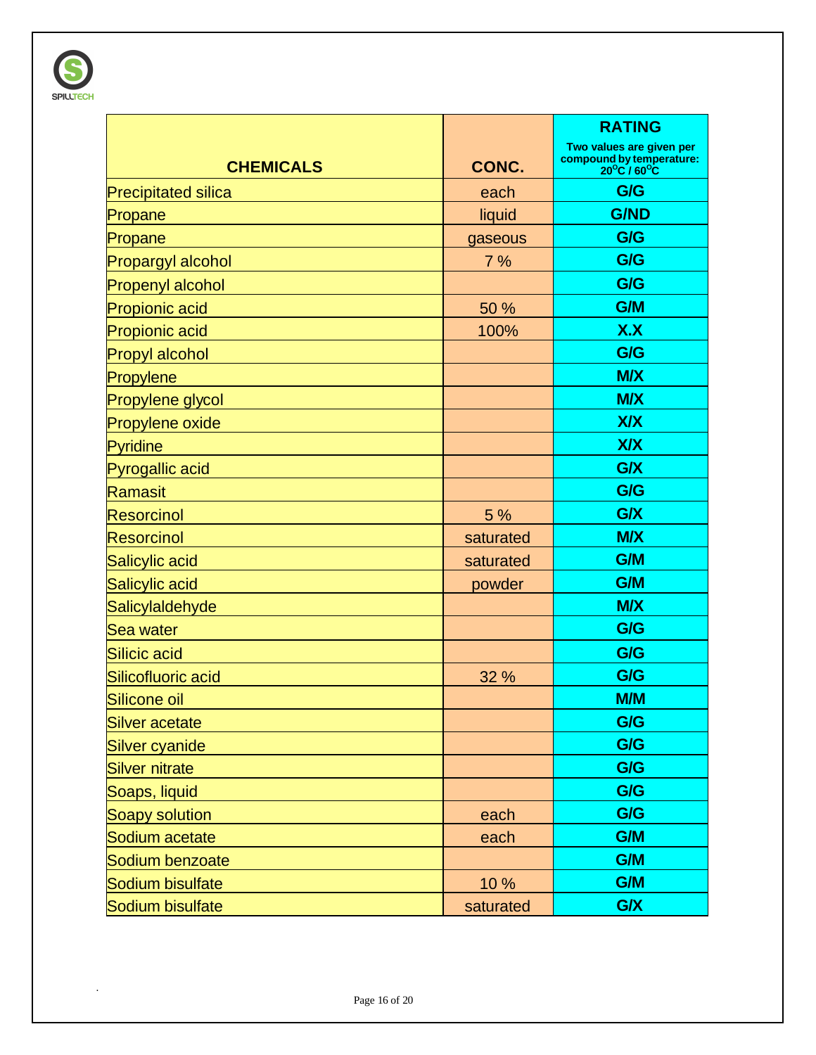| CHEMICALS | CONC. | RATING<br>Two values are given per compound by temperature: $20^{o}C$ / $60^{o}C$ |
|---|---|---|
| Precipitated silica | each | G/G |
| Propane | liquid | G/ND |
| Propane | gaseous | G/G |
| Propargyl alcohol | 7 % | G/G |
| Propenyl alcohol | | G/G |
| Propionic acid | 50 % | G/M |
| Propionic acid | 100% | X.X |
| Propyl alcohol | | G/G |
| Propylene | | M/X |
| Propylene glycol | | M/X |
| Propylene oxide | | X/X |
| Pyridine | | X/X |
| Pyrogallic acid | | G/X |
| Ramasit | | G/G |
| Resorcinol | 5 % | G/X |
| Resorcinol | saturated | M/X |
| Salicylic acid | saturated | G/M |
| Salicylic acid | powder | G/M |
| Salicylaldehyde | | M/X |
| Sea water | | G/G |
| Silicic acid | | G/G |
| Silicofluoric acid | 32 % | G/G |
| Silicone oil | | M/M |
| Silver acetate | | G/G |
| Silver cyanide | | G/G |
| Silver nitrate | | G/G |
| Soaps, liquid | | G/G |
| Soapy solution | each | G/G |
| Sodium acetate | each | G/M |
| Sodium benzoate | | G/M |
| Sodium bisulfate | 10 % | G/M |
| Sodium bisulfate | saturated | G/X |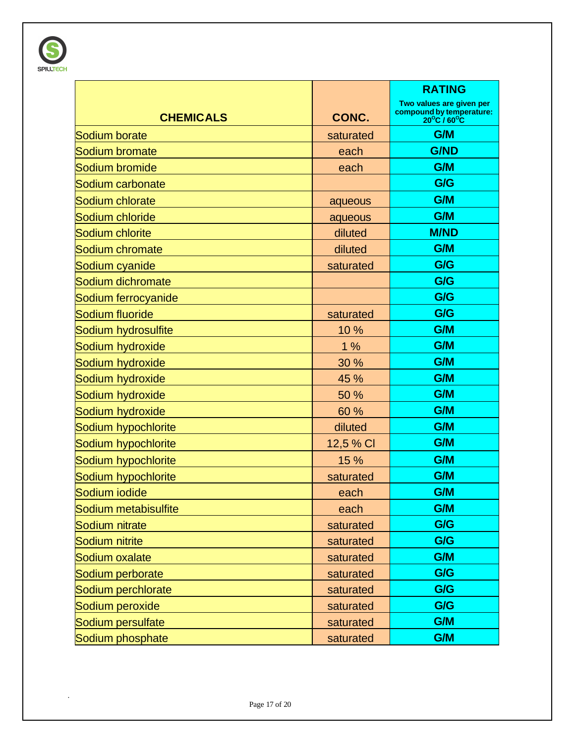| CHEMICALS | CONC. | RATING<br>Two values are given per compound by temperature: $20^{o}C$ / $60^{o}C$ |
|---|---|---|
| Sodium borate | saturated | G/M |
| Sodium bromate | each | G/ND |
| Sodium bromide | each | G/M |
| Sodium carbonate | | G/G |
| Sodium chlorate | aqueous | G/M |
| Sodium chloride | aqueous | G/M |
| Sodium chlorite | diluted | M/ND |
| Sodium chromate | diluted | G/M |
| Sodium cyanide | saturated | G/G |
| Sodium dichromate | | G/G |
| Sodium ferrocyanide | | G/G |
| Sodium fluoride | saturated | G/G |
| Sodium hydrosulfite | 10 % | G/M |
| Sodium hydroxide | 1 % | G/M |
| Sodium hydroxide | 30 % | G/M |
| Sodium hydroxide | 45 % | G/M |
| Sodium hydroxide | 50 % | G/M |
| Sodium hydroxide | 60 % | G/M |
| Sodium hypochlorite | diluted | G/M |
| Sodium hypochlorite | 12,5 % Cl | G/M |
| Sodium hypochlorite | 15 % | G/M |
| Sodium hypochlorite | saturated | G/M |
| Sodium iodide | each | G/M |
| Sodium metabisulfite | each | G/M |
| Sodium nitrate | saturated | G/G |
| Sodium nitrite | saturated | G/G |
| Sodium oxalate | saturated | G/M |
| Sodium perborate | saturated | G/G |
| Sodium perchlorate | saturated | G/G |
| Sodium peroxide | saturated | G/G |
| Sodium persulfate | saturated | G/M |
| Sodium phosphate | saturated | G/M |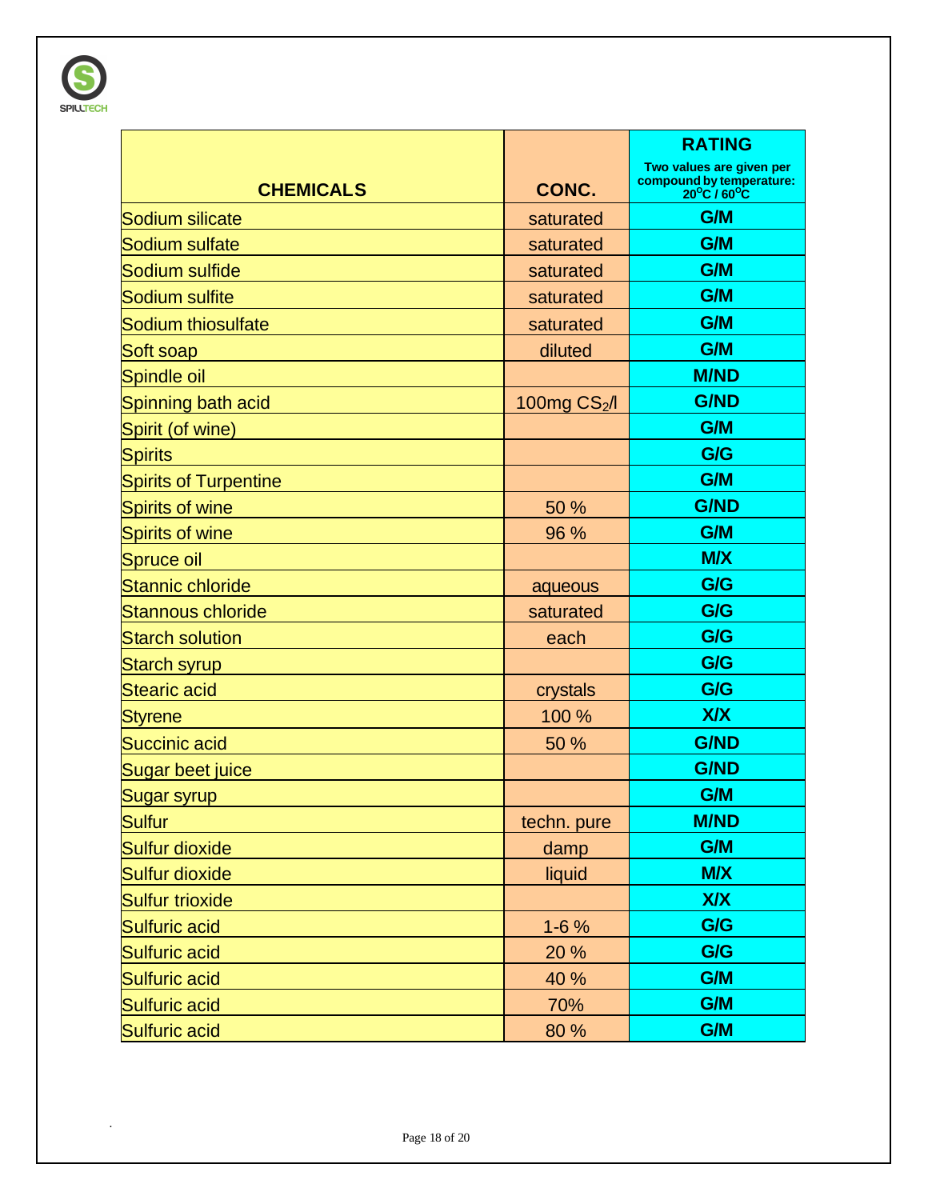| CHEMICALS | CONC. | RATING<br>Two values are given per compound by temperature: 20°C / 60°C |
|---|---|---|
| Sodium silicate | saturated | G/M |
| Sodium sulfate | saturated | G/M |
| Sodium sulfide | saturated | G/M |
| Sodium sulfite | saturated | G/M |
| Sodium thiosulfate | saturated | G/M |
| Soft soap | diluted | G/M |
| Spindle oil | | M/ND |
| Spinning bath acid | 100mg $CS_2$/l | G/ND |
| Spirit (of wine) | | G/M |
| Spirits | | G/G |
| Spirits of Turpentine | | G/M |
| Spirits of wine | 50 % | G/ND |
| Spirits of wine | 96 % | G/M |
| Spruce oil | | M/X |
| Stannic chloride | aqueous | G/G |
| Stannous chloride | saturated | G/G |
| Starch solution | each | G/G |
| Starch syrup | | G/G |
| Stearic acid | crystals | G/G |
| Styrene | 100 % | X/X |
| Succinic acid | 50 % | G/ND |
| Sugar beet juice | | G/ND |
| Sugar syrup | | G/M |
| Sulfur | techn. pure | M/ND |
| Sulfur dioxide | damp | G/M |
| Sulfur dioxide | liquid | M/X |
| Sulfur trioxide | | X/X |
| Sulfuric acid | 1-6 % | G/G |
| Sulfuric acid | 20 % | G/G |
| Sulfuric acid | 40 % | G/M |
| Sulfuric acid | 70% | G/M |
| Sulfuric acid | 80 % | G/M |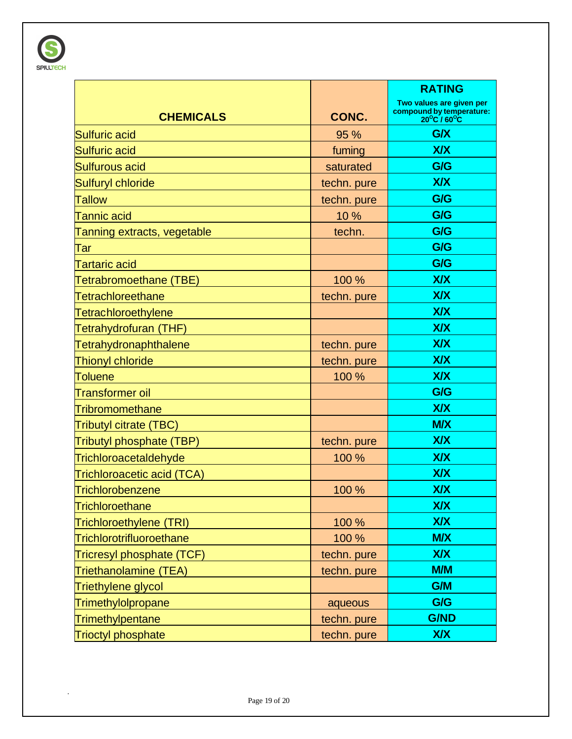| CHEMICALS | CONC. | RATING<br>Two values are given per compound by temperature: $20^{o}C$ / $60^{o}C$ |
|---|---|---|
| Sulfuric acid | 95 % | G/X |
| Sulfuric acid | fuming | X/X |
| Sulfurous acid | saturated | G/G |
| Sulfuryl chloride | techn. pure | X/X |
| Tallow | techn. pure | G/G |
| Tannic acid | 10 % | G/G |
| Tanning extracts, vegetable | techn. | G/G |
| Tar | | G/G |
| Tartaric acid | | G/G |
| Tetrabromoethane (TBE) | 100 % | X/X |
| Tetrachloreethane | techn. pure | X/X |
| Tetrachloroethylene | | X/X |
| Tetrahydrofuran (THF) | | X/X |
| Tetrahydronaphthalene | techn. pure | X/X |
| Thionyl chloride | techn. pure | X/X |
| Toluene | 100 % | X/X |
| Transformer oil | | G/G |
| Tribromomethane | | X/X |
| Tributyl citrate (TBC) | | M/X |
| Tributyl phosphate (TBP) | techn. pure | X/X |
| Trichloroacetaldehyde | 100 % | X/X |
| Trichloroacetic acid (TCA) | | X/X |
| Trichlorobenzene | 100 % | X/X |
| Trichloroethane | | X/X |
| Trichloroethylene (TRI) | 100 % | X/X |
| Trichlorotrifluoroethane | 100 % | M/X |
| Tricresyl phosphate (TCF) | techn. pure | X/X |
| Triethanolamine (TEA) | techn. pure | M/M |
| Triethylene glycol | | G/M |
| Trimethylolpropane | aqueous | G/G |
| Trimethylpentane | techn. pure | G/ND |
| Trioctyl phosphate | techn. pure | X/X |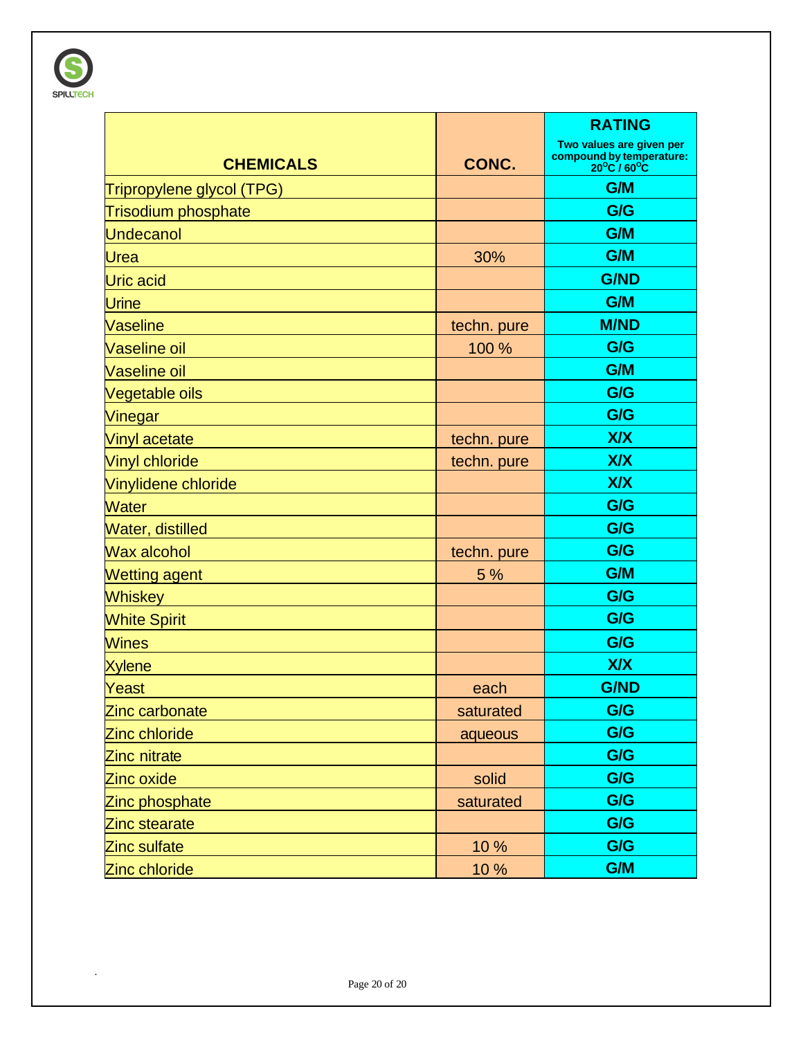| CHEMICALS | CONC. | RATING Two values are given per compound by temperature: 20°C / 60°C |
|---|---|---|
| Tripropylene glycol (TPG) | | G/M |
| Trisodium phosphate | | G/G |
| Undecanol | | G/M |
| Urea | 30% | G/M |
| Uric acid | | G/ND |
| Urine | | G/M |
| Vaseline | techn. pure | M/ND |
| Vaseline oil | 100 % | G/G |
| Vaseline oil | | G/M |
| Vegetable oils | | G/G |
| Vinegar | | G/G |
| Vinyl acetate | techn. pure | X/X |
| Vinyl chloride | techn. pure | X/X |
| Vinylidene chloride | | X/X |
| Water | | G/G |
| Water, distilled | | G/G |
| Wax alcohol | techn. pure | G/G |
| Wetting agent | 5 % | G/M |
| Whiskey | | G/G |
| White Spirit | | G/G |
| Wines | | G/G |
| Xylene | | X/X |
| Yeast | each | G/ND |
| Zinc carbonate | saturated | G/G |
| Zinc chloride | aqueous | G/G |
| Zinc nitrate | | G/G |
| Zinc oxide | solid | G/G |
| Zinc phosphate | saturated | G/G |
| Zinc stearate | | G/G |
| Zinc sulfate | 10 % | G/G |
| Zinc chloride | 10 % | G/M |